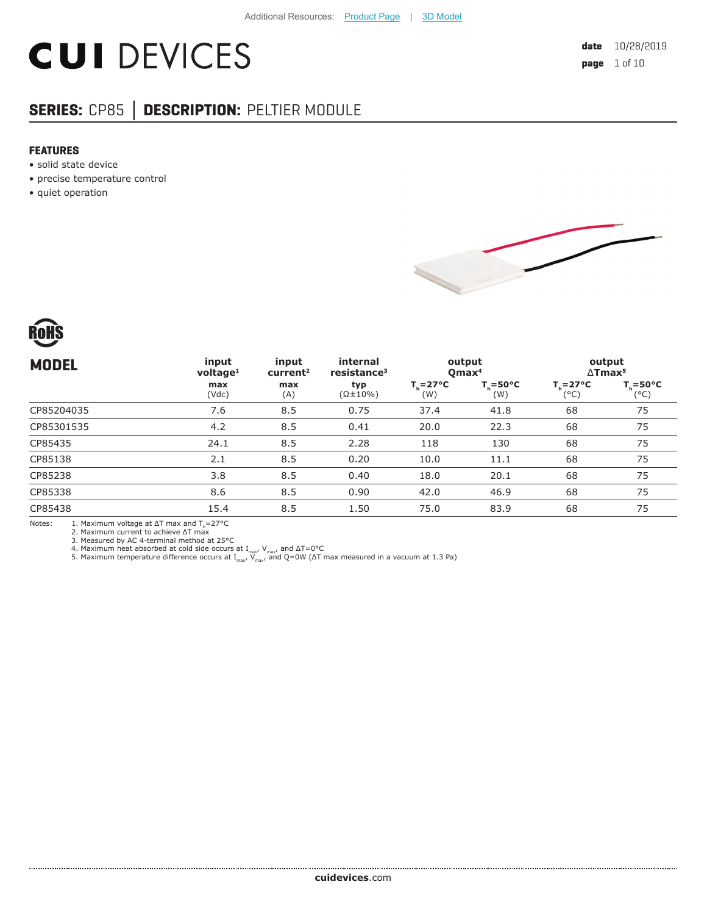Additional Resources: Product Page | 3D Model

# CUI DEVICES

**date** 10/28/2019

## SERIES: CP85 | DESCRIPTION: PELTIER MODULE

### FEATURES

- solid state device
- precise temperature control
- quiet operation

RoHS

| MODEL | input voltage[1] | input current[2] | internal resistance[3] | output Qmax[4] | | output ΔTmax[5] | |
|---|---|---|---|---|---|---|---|
| | max (Vdc) | max (A) | typ (Ω±10%) | $T_h$=27°C (W) | $T_h$=50°C (W) | $T_h$=27°C (°C) | $T_h$=50°C (°C) |
| CP85204035 | 7.6 | 8.5 | 0.75 | 37.4 | 41.8 | 68 | 75 |
| CP85301535 | 4.2 | 8.5 | 0.41 | 20.0 | 22.3 | 68 | 75 |
| CP85435 | 24.1 | 8.5 | 2.28 | 118 | 130 | 68 | 75 |
| CP85138 | 2.1 | 8.5 | 0.20 | 10.0 | 11.1 | 68 | 75 |
| CP85238 | 3.8 | 8.5 | 0.40 | 18.0 | 20.1 | 68 | 75 |
| CP85338 | 8.6 | 8.5 | 0.90 | 42.0 | 46.9 | 68 | 75 |
| CP85438 | 15.4 | 8.5 | 1.50 | 75.0 | 83.9 | 68 | 75 |

Notes:
1. Maximum voltage at ΔT max and $T_h$=27°C
2. Maximum current to achieve ΔT max
3. Measured by AC 4-terminal method at 25°C
4. Maximum heat absorbed at cold side occurs at $I_{max}$, $V_{max}$, and ΔT=0°C
5. Maximum temperature difference occurs at $I_{max}$, $V_{max}$, and Q=0W (ΔT max measured in a vacuum at 1.3 Pa)

**cuidevices**.com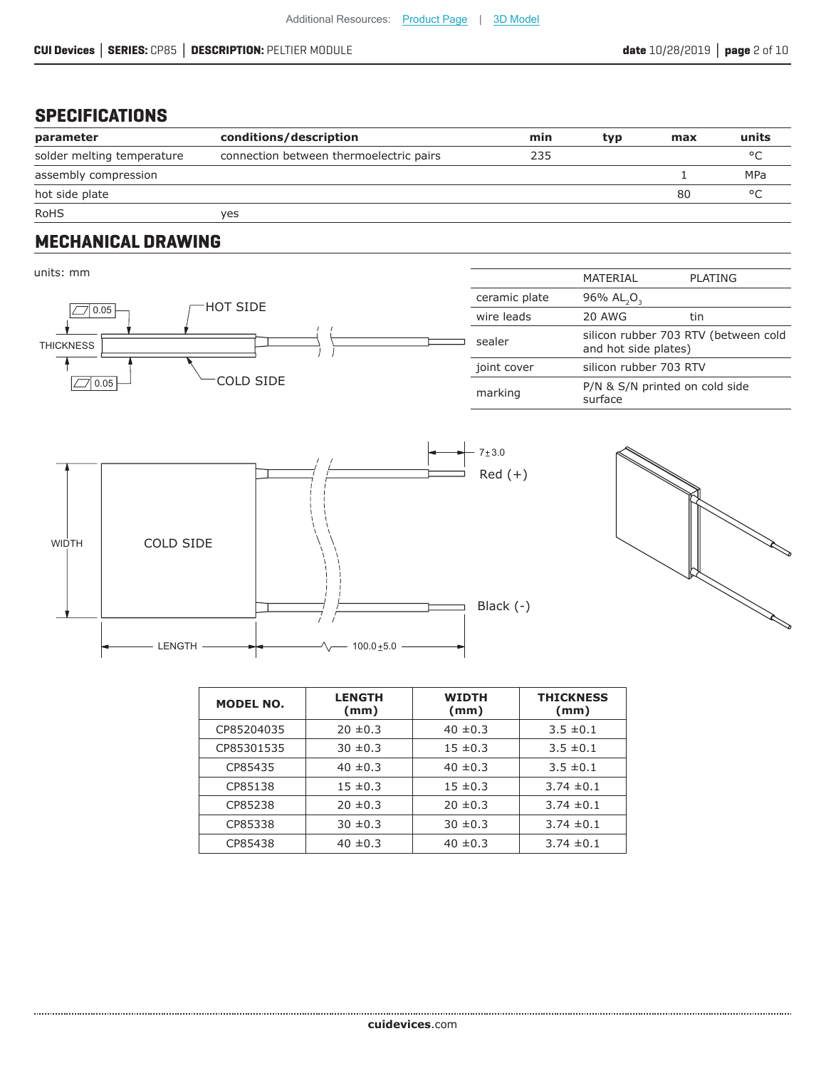## SPECIFICATIONS

| parameter | conditions/description | min | typ | max | units |
|---|---|---|---|---|---|
| solder melting temperature | connection between thermoelectric pairs | 235 | | | °C |
| assembly compression | | | | 1 | MPa |
| hot side plate | | | | 80 | °C |
| RoHS | yes | | | | |

## MECHANICAL DRAWING

units: mm

| | MATERIAL | PLATING |
|---|---|---|
| ceramic plate | 96% $AL_2O_3$ | |
| wire leads | 20 AWG | tin |
| sealer | silicon rubber 703 RTV (between cold and hot side plates) | |
| joint cover | silicon rubber 703 RTV | |
| marking | P/N & S/N printed on cold side surface | |

HOT SIDE
COLD SIDE
THICKNESS
0.05
0.05

7±3.0
Red (+)
Black (-)
WIDTH
LENGTH
100.0±5.0

| MODEL NO. | LENGTH (mm) | WIDTH (mm) | THICKNESS (mm) |
|---|---|---|---|
| CP85204035 | 20 ±0.3 | 40 ±0.3 | 3.5 ±0.1 |
| CP85301535 | 30 ±0.3 | 15 ±0.3 | 3.5 ±0.1 |
| CP85435 | 40 ±0.3 | 40 ±0.3 | 3.5 ±0.1 |
| CP85138 | 15 ±0.3 | 15 ±0.3 | 3.74 ±0.1 |
| CP85238 | 20 ±0.3 | 20 ±0.3 | 3.74 ±0.1 |
| CP85338 | 30 ±0.3 | 30 ±0.3 | 3.74 ±0.1 |
| CP85438 | 40 ±0.3 | 40 ±0.3 | 3.74 ±0.1 |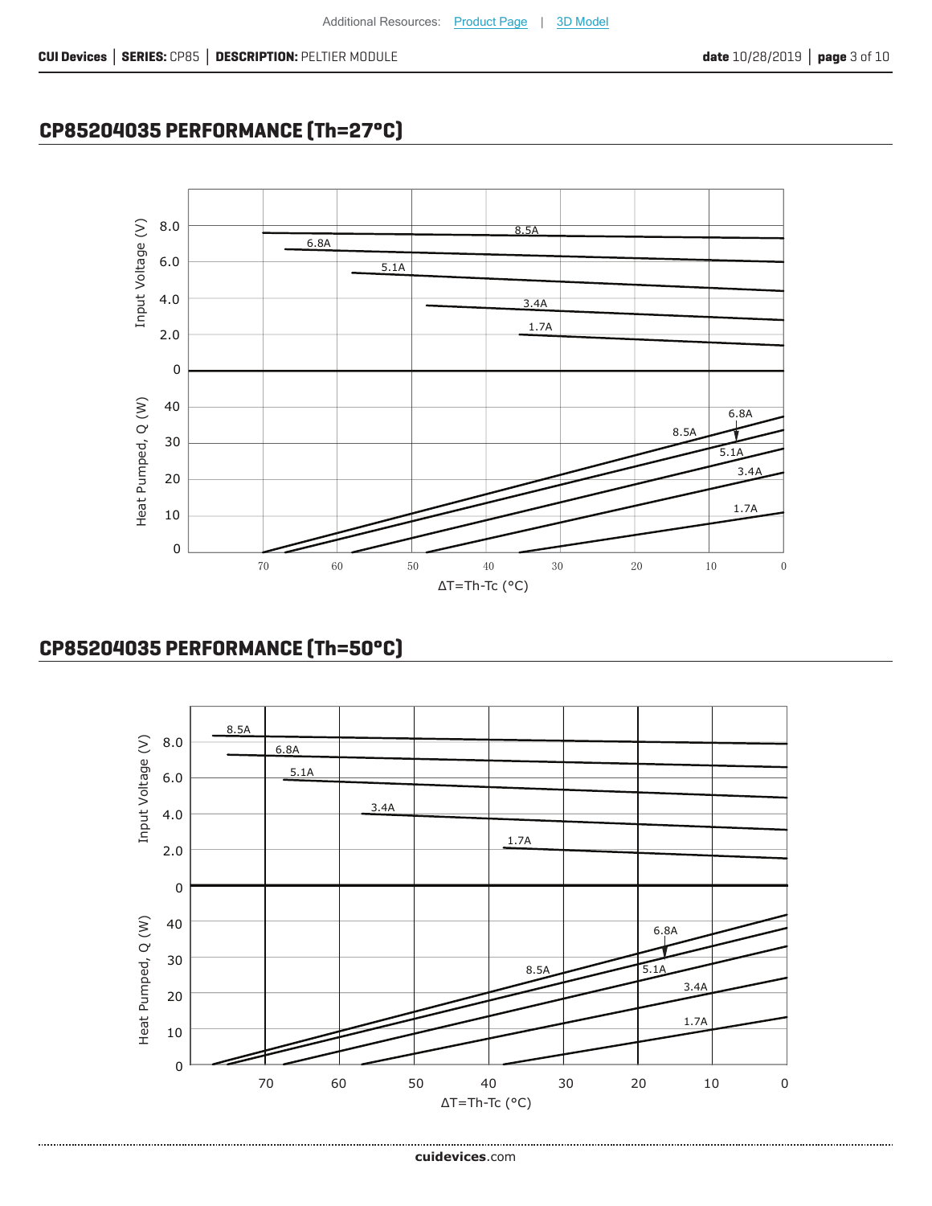## CP85204035 PERFORMANCE (Th=27°C)

## CP85204035 PERFORMANCE (Th=50°C)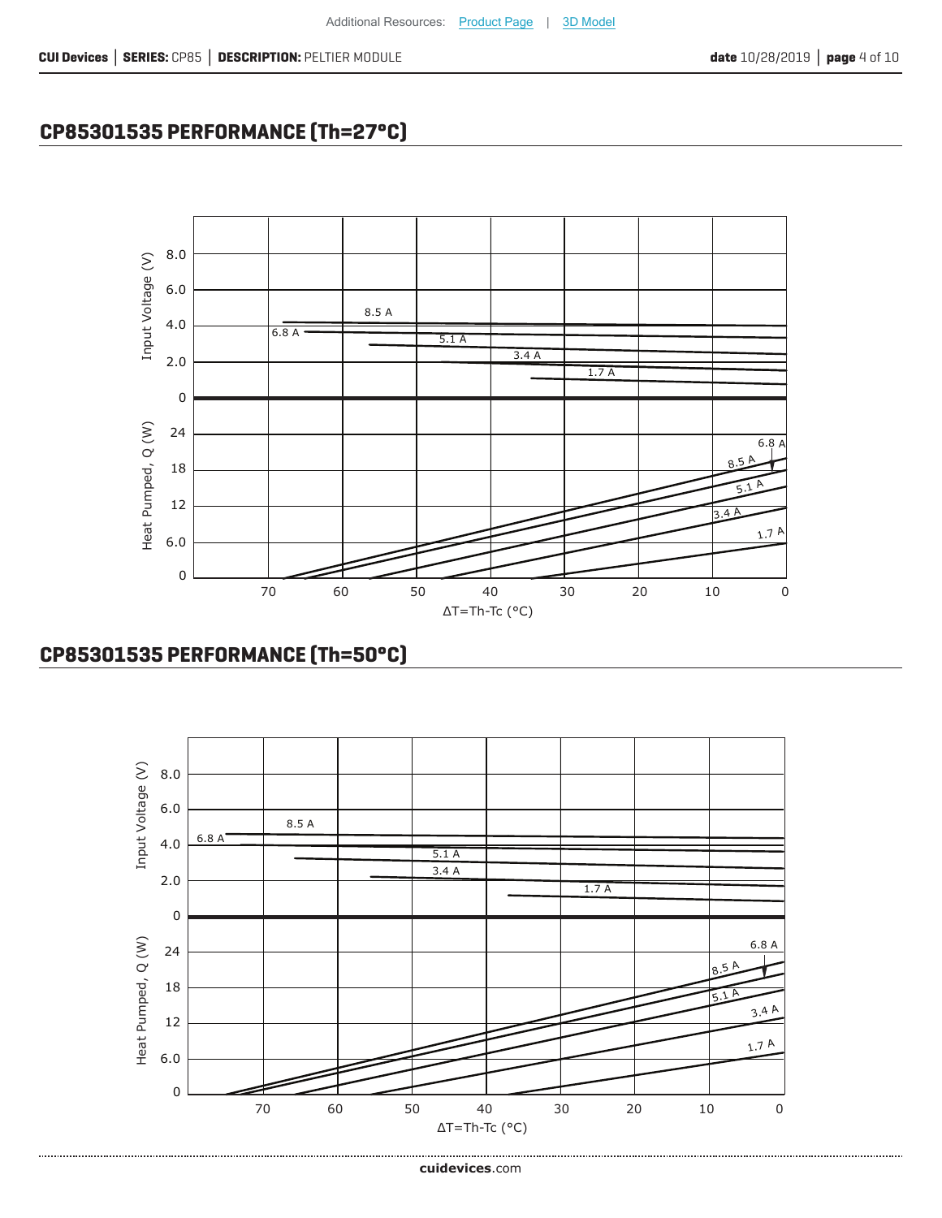## CP85301535 PERFORMANCE (Th=27°C)

## CP85301535 PERFORMANCE (Th=50°C)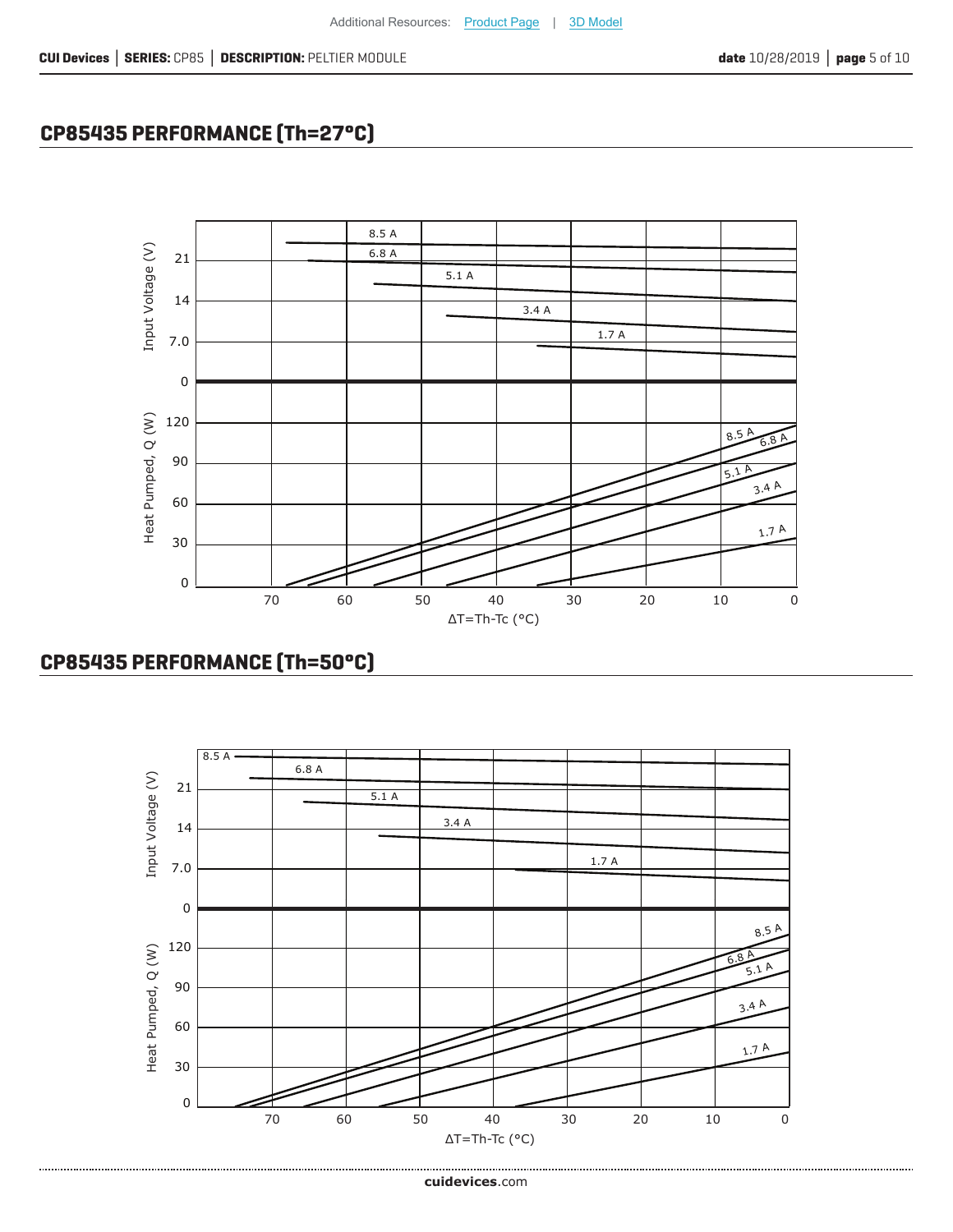## CP85435 PERFORMANCE (Th=27°C)

## CP85435 PERFORMANCE (Th=50°C)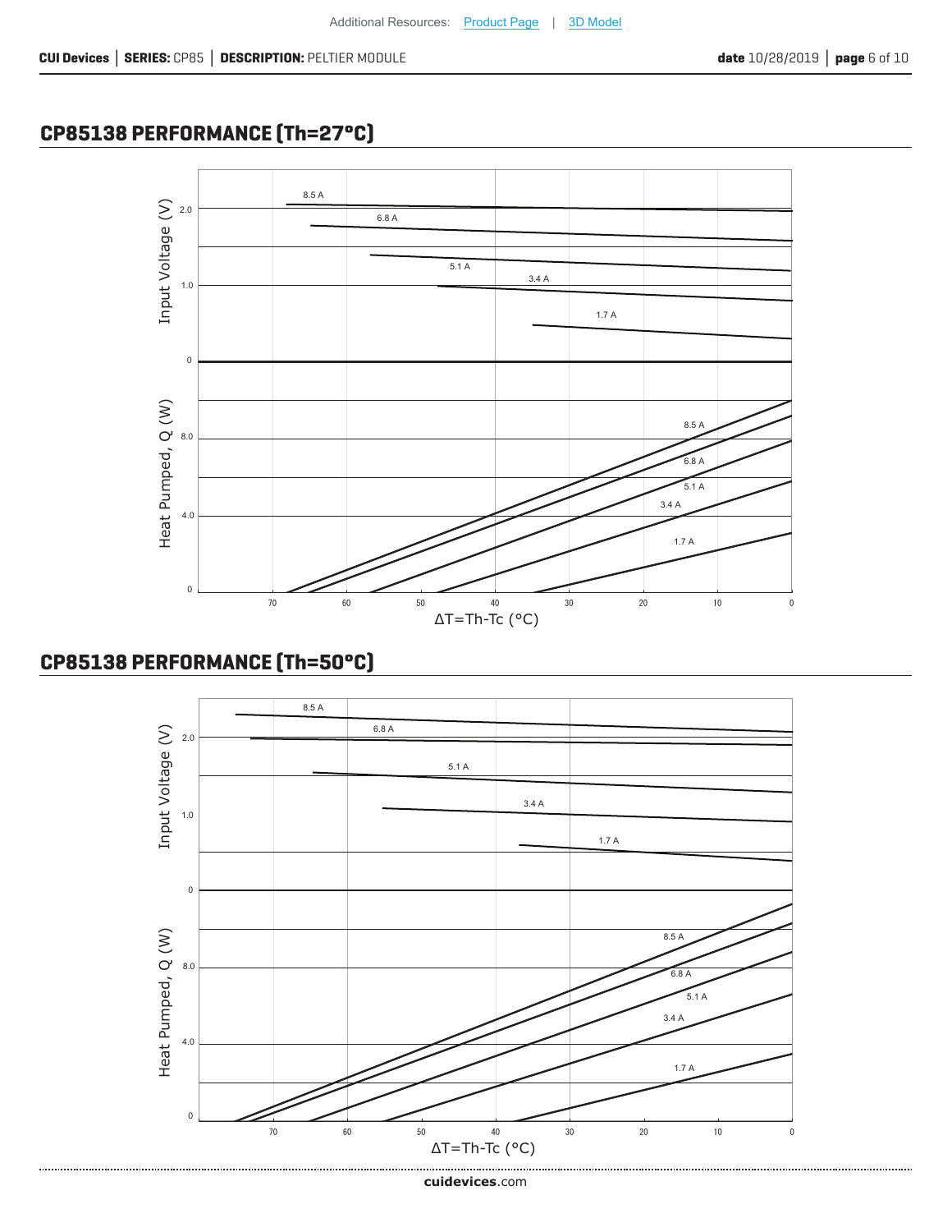## CP85138 PERFORMANCE (Th=27°C)

## CP85138 PERFORMANCE (Th=50°C)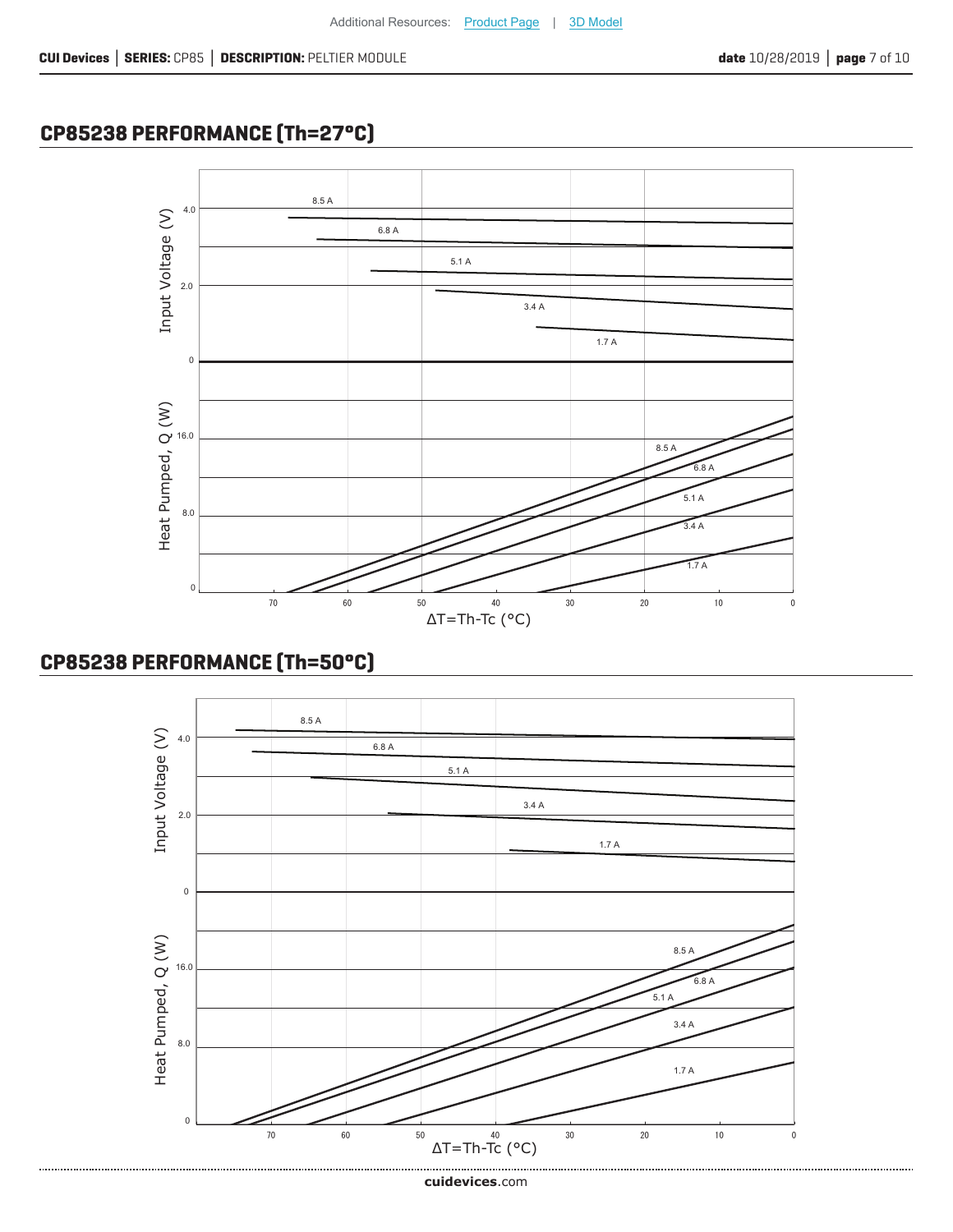## CP85238 PERFORMANCE (Th=27°C)

Input Voltage (V)

8.5 A
6.8 A
5.1 A
3.4 A
1.7 A

Heat Pumped, Q (W)

8.5 A
6.8 A
5.1 A
3.4 A
1.7 A

ΔT=Th-Tc (°C)

## CP85238 PERFORMANCE (Th=50°C)

Input Voltage (V)

8.5 A
6.8 A
5.1 A
3.4 A
1.7 A

Heat Pumped, Q (W)

8.5 A
6.8 A
5.1 A
3.4 A
1.7 A

ΔT=Th-Tc (°C)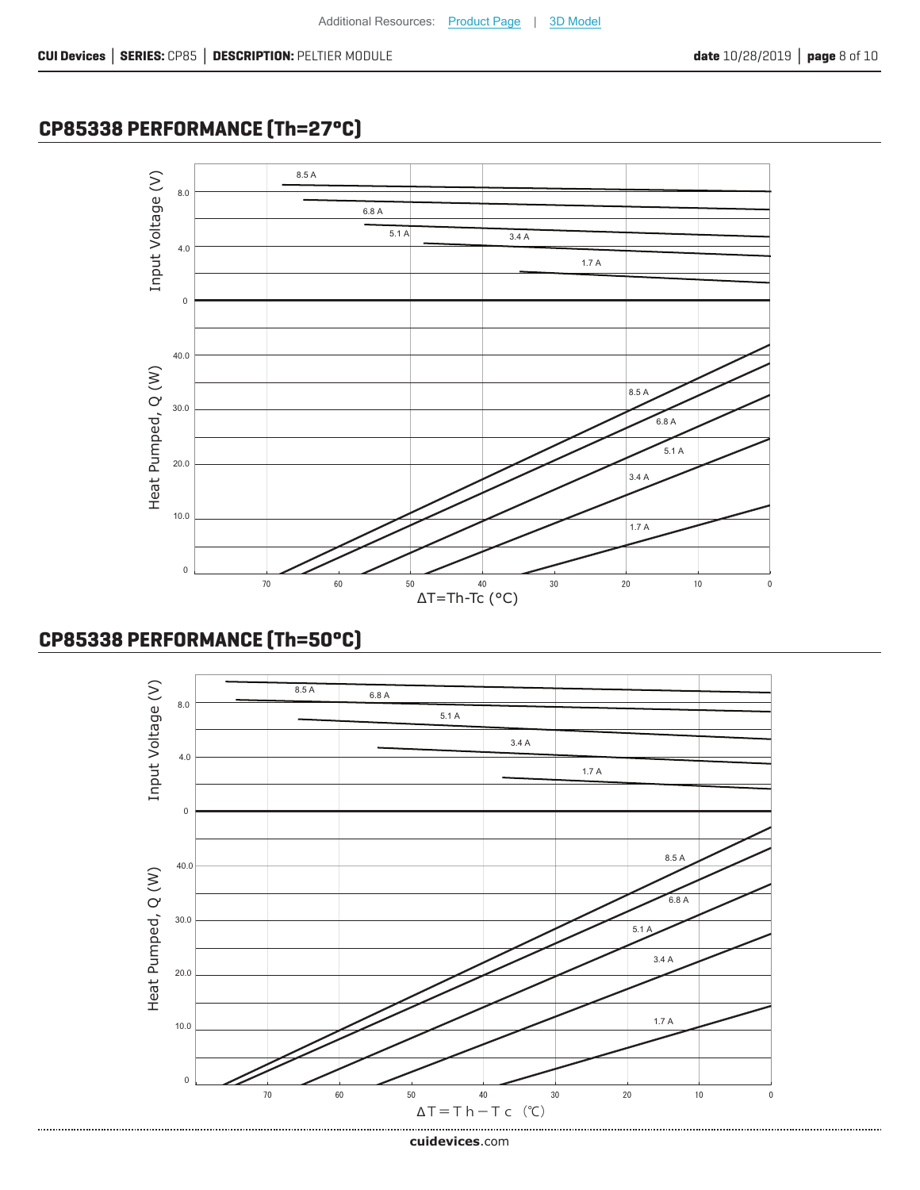## CP85338 PERFORMANCE (Th=27°C)

Input Voltage (V)

8.5 A
6.8 A
5.1 A
3.4 A
1.7 A

8.0
4.0
0

Heat Pumped, Q (W)

40.0
30.0
20.0
10.0
0

8.5 A
6.8 A
5.1 A
3.4 A
1.7 A

70 60 50 40 30 20 10 0

ΔT=Th-Tc (°C)

## CP85338 PERFORMANCE (Th=50°C)

Input Voltage (V)

8.5 A
6.8 A
5.1 A
3.4 A
1.7 A

8.0
4.0
0

Heat Pumped, Q (W)

40.0
30.0
20.0
10.0
0

8.5 A
6.8 A
5.1 A
3.4 A
1.7 A

70 60 50 40 30 20 10 0

ΔT＝Ｔｈ－Ｔｃ (℃)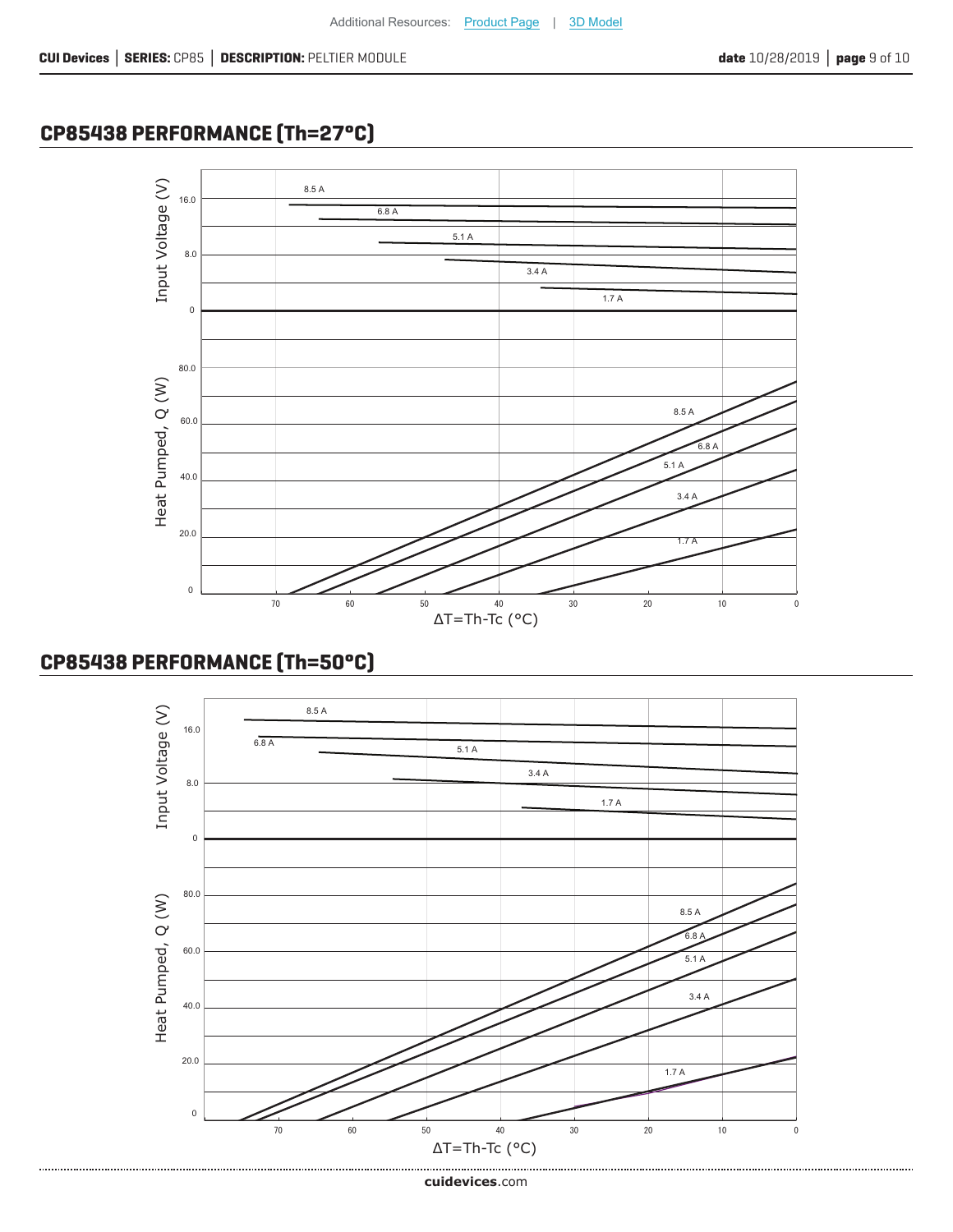Additional Resources: Product Page | 3D Model

## CP85438 PERFORMANCE (Th=27°C)

Input Voltage (V)

16.0
8.0
0

8.5 A
6.8 A
5.1 A
3.4 A
1.7 A

Heat Pumped, Q (W)

80.0
60.0
40.0
20.0
0

8.5 A
6.8 A
5.1 A
3.4 A
1.7 A

70 60 50 40 30 20 10 0

ΔT=Th-Tc (°C)

## CP85438 PERFORMANCE (Th=50°C)

Input Voltage (V)

16.0
8.0
0

8.5 A
6.8 A
5.1 A
3.4 A
1.7 A

Heat Pumped, Q (W)

80.0
60.0
40.0
20.0
0

8.5 A
6.8 A
5.1 A
3.4 A
1.7 A

70 60 50 40 30 20 10 0

ΔT=Th-Tc (°C)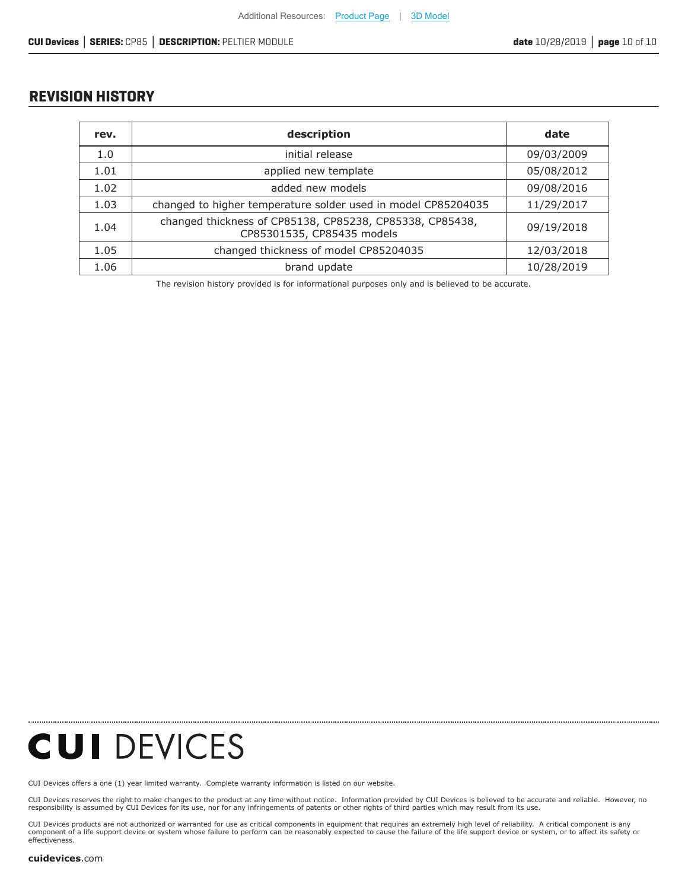## REVISION HISTORY

| rev. | description | date |
|---|---|---|
| 1.0 | initial release | 09/03/2009 |
| 1.01 | applied new template | 05/08/2012 |
| 1.02 | added new models | 09/08/2016 |
| 1.03 | changed to higher temperature solder used in model CP85204035 | 11/29/2017 |
| 1.04 | changed thickness of CP85138, CP85238, CP85338, CP85438, CP85301535, CP85435 models | 09/19/2018 |
| 1.05 | changed thickness of model CP85204035 | 12/03/2018 |
| 1.06 | brand update | 10/28/2019 |

The revision history provided is for informational purposes only and is believed to be accurate.

**CUI** DEVICES

CUI Devices offers a one (1) year limited warranty. Complete warranty information is listed on our website.

CUI Devices reserves the right to make changes to the product at any time without notice. Information provided by CUI Devices is believed to be accurate and reliable. However, no responsibility is assumed by CUI Devices for its use, nor for any infringements of patents or other rights of third parties which may result from its use.

CUI Devices products are not authorized or warranted for use as critical components in equipment that requires an extremely high level of reliability. A critical component is any component of a life support device or system whose failure to perform can be reasonably expected to cause the failure of the life support device or system, or to affect its safety or effectiveness.

**cuidevices**.com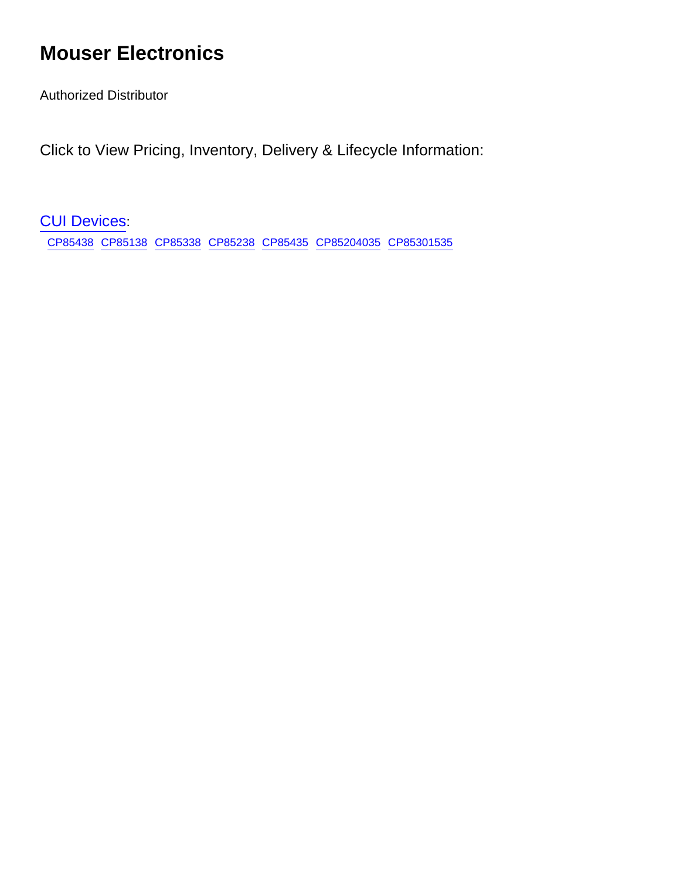# Mouser Electronics

Authorized Distributor

Click to View Pricing, Inventory, Delivery & Lifecycle Information:

CUI Devices:

CP85438 CP85138 CP85338 CP85238 CP85435 CP85204035 CP85301535